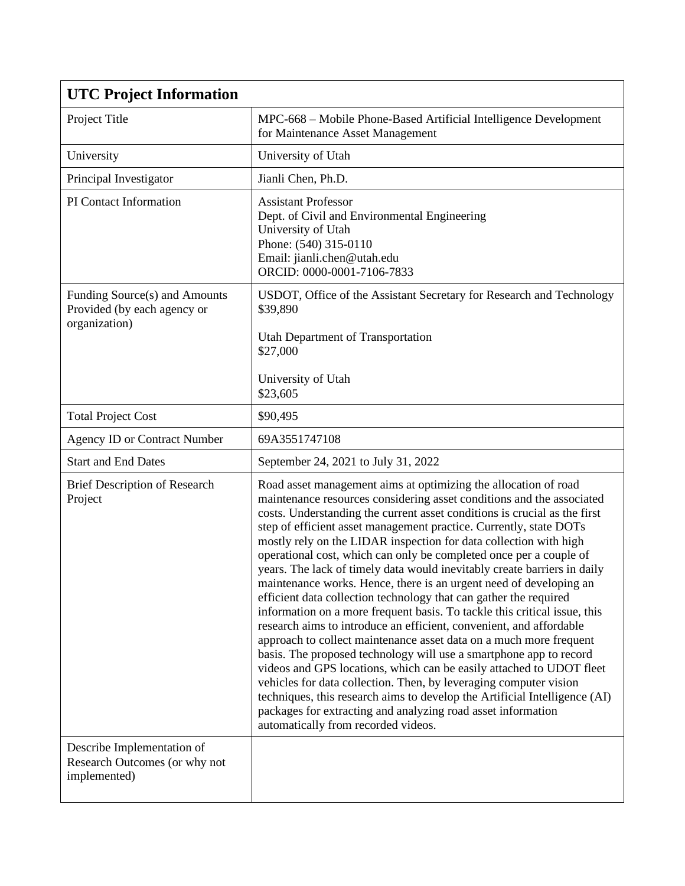| UTC Project Information | |
|---|---|
| Project Title | MPC-668 – Mobile Phone-Based Artificial Intelligence Development for Maintenance Asset Management |
| University | University of Utah |
| Principal Investigator | Jianli Chen, Ph.D. |
| PI Contact Information | Assistant Professor<br>Dept. of Civil and Environmental Engineering<br>University of Utah<br>Phone: (540) 315-0110<br>Email: jianli.chen@utah.edu<br>ORCID: 0000-0001-7106-7833 |
| Funding Source(s) and Amounts Provided (by each agency or organization) | USDOT, Office of the Assistant Secretary for Research and Technology<br>$39,890<br><br>Utah Department of Transportation<br>$27,000<br><br>University of Utah<br>$23,605 |
| Total Project Cost | $90,495 |
| Agency ID or Contract Number | 69A3551747108 |
| Start and End Dates | September 24, 2021 to July 31, 2022 |
| Brief Description of Research Project | Road asset management aims at optimizing the allocation of road maintenance resources considering asset conditions and the associated costs. Understanding the current asset conditions is crucial as the first step of efficient asset management practice. Currently, state DOTs mostly rely on the LIDAR inspection for data collection with high operational cost, which can only be completed once per a couple of years. The lack of timely data would inevitably create barriers in daily maintenance works. Hence, there is an urgent need of developing an efficient data collection technology that can gather the required information on a more frequent basis. To tackle this critical issue, this research aims to introduce an efficient, convenient, and affordable approach to collect maintenance asset data on a much more frequent basis. The proposed technology will use a smartphone app to record videos and GPS locations, which can be easily attached to UDOT fleet vehicles for data collection. Then, by leveraging computer vision techniques, this research aims to develop the Artificial Intelligence (AI) packages for extracting and analyzing road asset information automatically from recorded videos. |
| Describe Implementation of Research Outcomes (or why not implemented) | |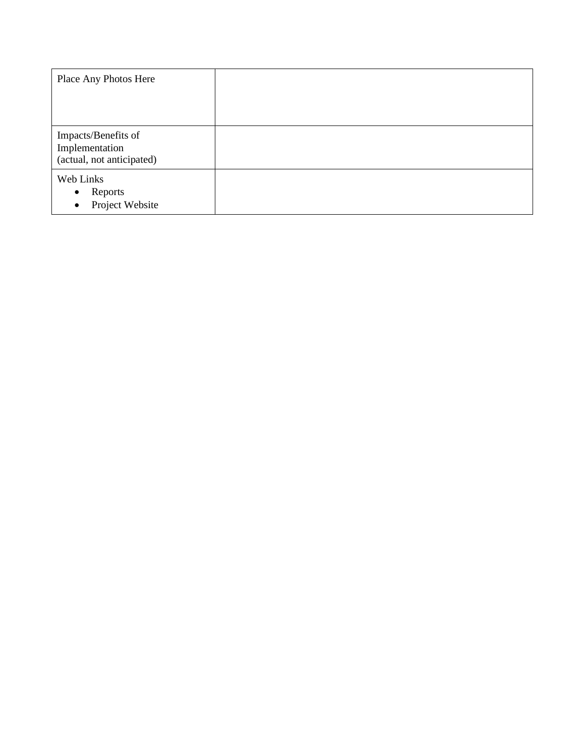| | |
|---|---|
| Place Any Photos Here | |
| Impacts/Benefits of Implementation (actual, not anticipated) | |
| Web Links<br>• Reports<br>• Project Website | |